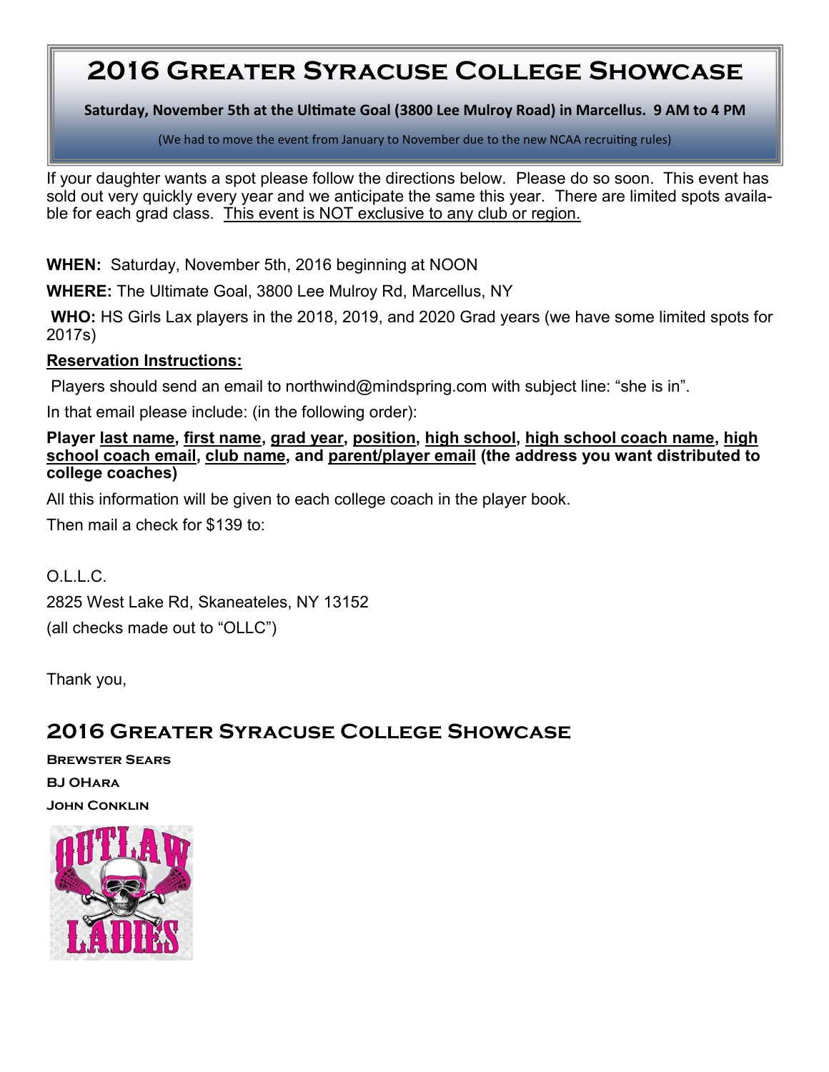# 2016 Greater Syracuse College Showcase

**Saturday, November 5th at the Ultimate Goal (3800 Lee Mulroy Road) in Marcellus. 9 AM to 4 PM**

(We had to move the event from January to November due to the new NCAA recruiting rules)

If your daughter wants a spot please follow the directions below. Please do so soon. This event has sold out very quickly every year and we anticipate the same this year. There are limited spots available for each grad class. <u>This event is NOT exclusive to any club or region.</u>

**WHEN:** Saturday, November 5th, 2016 beginning at NOON

**WHERE:** The Ultimate Goal, 3800 Lee Mulroy Rd, Marcellus, NY

**WHO:** HS Girls Lax players in the 2018, 2019, and 2020 Grad years (we have some limited spots for 2017s)

**<u>Reservation Instructions:</u>**

Players should send an email to northwind@mindspring.com with subject line: "she is in".

In that email please include: (in the following order):

**Player <u>last name</u>, <u>first name</u>, <u>grad year</u>, <u>position</u>, <u>high school</u>, <u>high school coach name</u>, <u>high school coach email</u>, <u>club name</u>, and <u>parent/player email</u> (the address you want distributed to college coaches)**

All this information will be given to each college coach in the player book.

Then mail a check for $139 to:

O.L.L.C.
2825 West Lake Rd, Skaneateles, NY 13152
(all checks made out to "OLLC")

Thank you,

## 2016 Greater Syracuse College Showcase

**Brewster Sears**
**BJ OHara**
**John Conklin**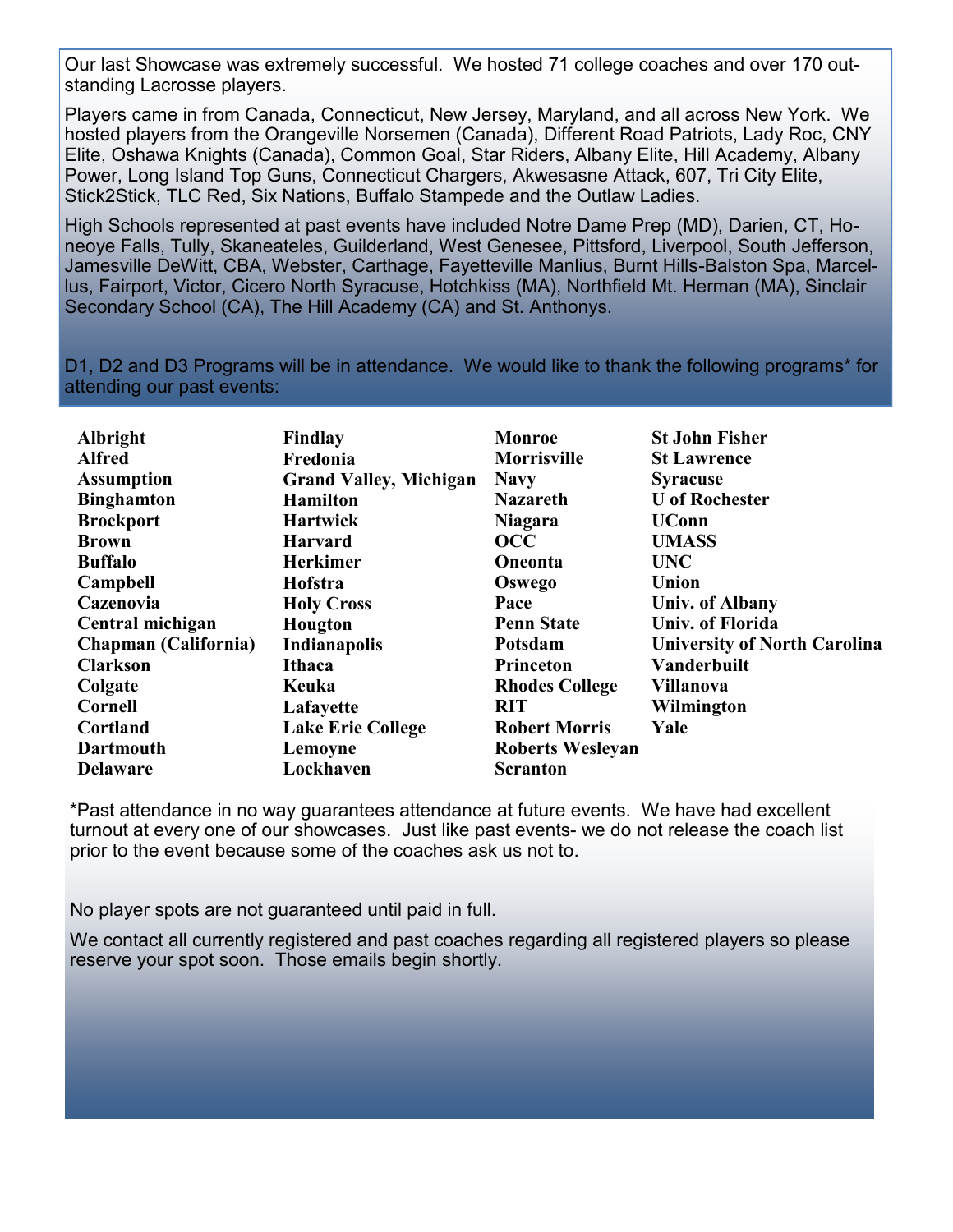Our last Showcase was extremely successful. We hosted 71 college coaches and over 170 outstanding Lacrosse players.

Players came in from Canada, Connecticut, New Jersey, Maryland, and all across New York. We hosted players from the Orangeville Norsemen (Canada), Different Road Patriots, Lady Roc, CNY Elite, Oshawa Knights (Canada), Common Goal, Star Riders, Albany Elite, Hill Academy, Albany Power, Long Island Top Guns, Connecticut Chargers, Akwesasne Attack, 607, Tri City Elite, Stick2Stick, TLC Red, Six Nations, Buffalo Stampede and the Outlaw Ladies.

High Schools represented at past events have included Notre Dame Prep (MD), Darien, CT, Honeoye Falls, Tully, Skaneateles, Guilderland, West Genesee, Pittsford, Liverpool, South Jefferson, Jamesville DeWitt, CBA, Webster, Carthage, Fayetteville Manlius, Burnt Hills-Balston Spa, Marcellus, Fairport, Victor, Cicero North Syracuse, Hotchkiss (MA), Northfield Mt. Herman (MA), Sinclair Secondary School (CA), The Hill Academy (CA) and St. Anthonys.

D1, D2 and D3 Programs will be in attendance. We would like to thank the following programs* for attending our past events:

**Albright**
**Alfred**
**Assumption**
**Binghamton**
**Brockport**
**Brown**
**Buffalo**
**Campbell**
**Cazenovia**
**Central michigan**
**Chapman (California)**
**Clarkson**
**Colgate**
**Cornell**
**Cortland**
**Dartmouth**
**Delaware**
**Findlay**
**Fredonia**
**Grand Valley, Michigan**
**Hamilton**
**Hartwick**
**Harvard**
**Herkimer**
**Hofstra**
**Holy Cross**
**Hougton**
**Indianapolis**
**Ithaca**
**Keuka**
**Lafayette**
**Lake Erie College**
**Lemoyne**
**Lockhaven**
**Monroe**
**Morrisville**
**Navy**
**Nazareth**
**Niagara**
**OCC**
**Oneonta**
**Oswego**
**Pace**
**Penn State**
**Potsdam**
**Princeton**
**Rhodes College**
**RIT**
**Robert Morris**
**Roberts Wesleyan**
**Scranton**
**St John Fisher**
**St Lawrence**
**Syracuse**
**U of Rochester**
**UConn**
**UMASS**
**UNC**
**Union**
**Univ. of Albany**
**Univ. of Florida**
**University of North Carolina**
**Vanderbuilt**
**Villanova**
**Wilmington**
**Yale**

*Past attendance in no way guarantees attendance at future events. We have had excellent turnout at every one of our showcases. Just like past events- we do not release the coach list prior to the event because some of the coaches ask us not to.

No player spots are not guaranteed until paid in full.

We contact all currently registered and past coaches regarding all registered players so please reserve your spot soon. Those emails begin shortly.